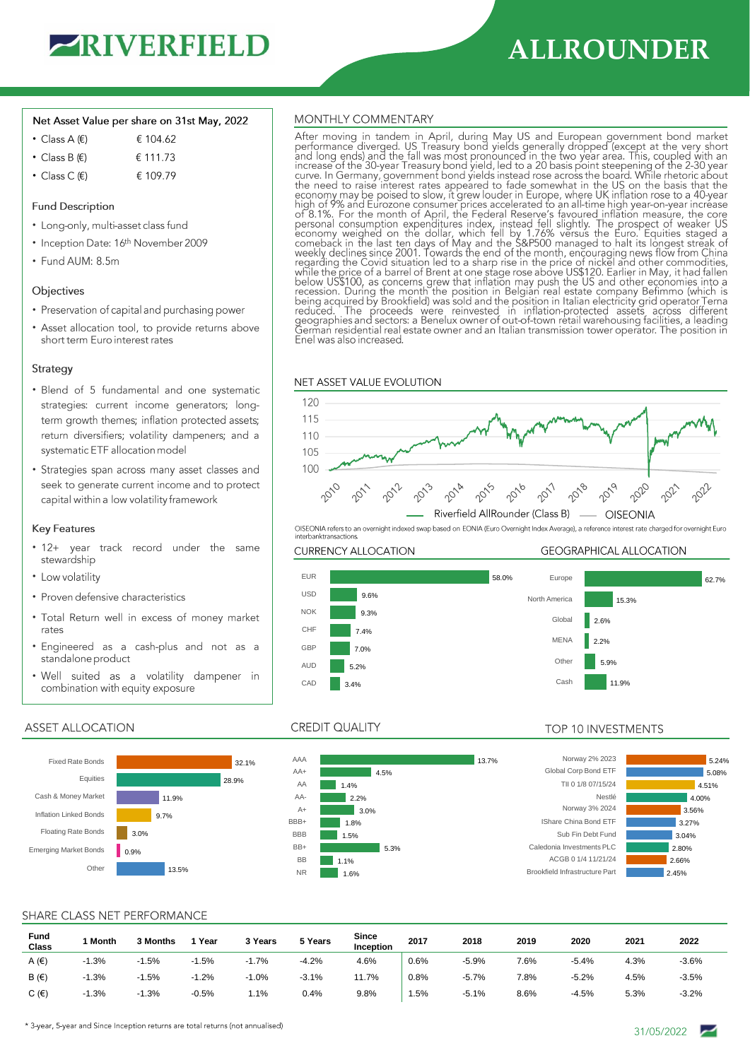# RIVERFIELD ALLROUNDER

## Net Asset Value per share on 31st May, 2022

- Class A (€) € 104.62
- Class B (€) € 111.73
- Class C (€) € 109.79

## Fund Description

- Long-only, multi-asset class fund
- Inception Date: 16th November 2009
- Fund AUM: 8.5m

## Objectives

- Preservation of capital and purchasing power
- Asset allocation tool, to provide returns above short term Euro interest rates

## Strategy

- Blend of 5 fundamental and one systematic strategies: current income generators; long-term growth themes; inflation protected assets; return diversifiers; volatility dampeners; and a systematic ETF allocation model
- Strategies span across many asset classes and seek to generate current income and to protect capital within a low volatility framework

## Key Features

- 12+ year track record under the same stewardship
- Low volatility
- Proven defensive characteristics
- Total Return well in excess of money market rates
- Engineered as a cash-plus and not as a standalone product
- Well suited as a volatility dampener in combination with equity exposure

## MONTHLY COMMENTARY

After moving in tandem in April, during May US and European government bond market performance diverged. US Treasury bond yields generally dropped (except at the very short and long ends) and the fall was most pronounced in the two year area. This, coupled with an increase of the 30-year Treasury bond yield, led to a 20 basis point steepening of the 2-30 year curve. In Germany, government bond yields instead rose across the board. While rhetoric about the need to raise interest rates appeared to fade somewhat in the US on the basis that the economy may be poised to slow, it grew louder in Europe, where UK inflation rose to a 40-year high of 9% and Eurozone consumer prices accelerated to an all-time high year-on-year increase of 8.1%. For the month of April, the Federal Reserve's favoured inflation measure, the core personal consumption expenditures index, instead fell slightly. The prospect of weaker US economy weighed on the dollar, which fell by 1.76% versus the Euro. Equities staged a comeback in the last ten days of May and the S&P500 managed to halt its longest streak of weekly declines since 2001. Towards the end of the month, encouraging news flow from China regarding the Covid situation led to a sharp rise in the price of nickel and other commodities, while the price of a barrel of Brent at one stage rose above US$120. Earlier in May, it had fallen below US$100, as concerns grew that inflation may push the US and other economies into a recession. During the month the position in Belgian real estate company Befimmo (which is being acquired by Brookfield) was sold and the position in Italian electricity grid operator Terna reduced. The proceeds were reinvested in inflation-protected assets across different geographies and sectors: a Benelux owner of out-of-town retail warehousing facilities, a leading German residential real estate owner and an Italian transmission tower operator. The position in Enel was also increased.

## NET ASSET VALUE EVOLUTION

Riverfield AllRounder (Class B) — OISEONIA

OISEONIA refers to an overnight indexed swap based on EONIA (Euro Overnight Index Average), a reference interest rate charged for overnight Euro interbanktransactions.

## CURRENCY ALLOCATION

| Currency | % |
|---|---|
| EUR | 58.0% |
| USD | 9.6% |
| NOK | 9.3% |
| CHF | 7.4% |
| GBP | 7.0% |
| AUD | 5.2% |
| CAD | 3.4% |

## GEOGRAPHICAL ALLOCATION

| Region | % |
|---|---|
| Europe | 62.7% |
| North America | 15.3% |
| Global | 2.6% |
| MENA | 2.2% |
| Other | 5.9% |
| Cash | 11.9% |

## ASSET ALLOCATION

| Asset | % |
|---|---|
| Fixed Rate Bonds | 32.1% |
| Equities | 28.9% |
| Cash & Money Market | 11.9% |
| Inflation Linked Bonds | 9.7% |
| Floating Rate Bonds | 3.0% |
| Emerging Market Bonds | 0.9% |
| Other | 13.5% |

## CREDIT QUALITY

| Rating | % |
|---|---|
| AAA | 13.7% |
| AA+ | 4.5% |
| AA | 1.4% |
| AA- | 2.2% |
| A+ | 3.0% |
| BBB+ | 1.8% |
| BBB | 1.5% |
| BB+ | 5.3% |
| BB | 1.1% |
| NR | 1.6% |

## TOP 10 INVESTMENTS

| Investment | % |
|---|---|
| Norway 2% 2023 | 5.24% |
| Global Corp Bond ETF | 5.08% |
| TII 0 1/8 07/15/24 | 4.51% |
| Nestlé | 4.00% |
| Norway 3% 2024 | 3.56% |
| IShare China Bond ETF | 3.27% |
| Sub Fin Debt Fund | 3.04% |
| Caledonia Investments PLC | 2.80% |
| ACGB 0 1/4 11/21/24 | 2.66% |
| Brookfield Infrastructure Part | 2.45% |

## SHARE CLASS NET PERFORMANCE

| Fund Class | 1 Month | 3 Months | 1 Year | 3 Years | 5 Years | Since Inception | 2017 | 2018 | 2019 | 2020 | 2021 | 2022 |
|---|---|---|---|---|---|---|---|---|---|---|---|---|
| A (€) | -1.3% | -1.5% | -1.5% | -1.7% | -4.2% | 4.6% | 0.6% | -5.9% | 7.6% | -5.4% | 4.3% | -3.6% |
| B (€) | -1.3% | -1.5% | -1.2% | -1.0% | -3.1% | 11.7% | 0.8% | -5.7% | 7.8% | -5.2% | 4.5% | -3.5% |
| C (€) | -1.3% | -1.3% | -0.5% | 1.1% | 0.4% | 9.8% | 1.5% | -5.1% | 8.6% | -4.5% | 5.3% | -3.2% |

* 3-year, 5-year and Since Inception returns are total returns (not annualised)

31/05/2022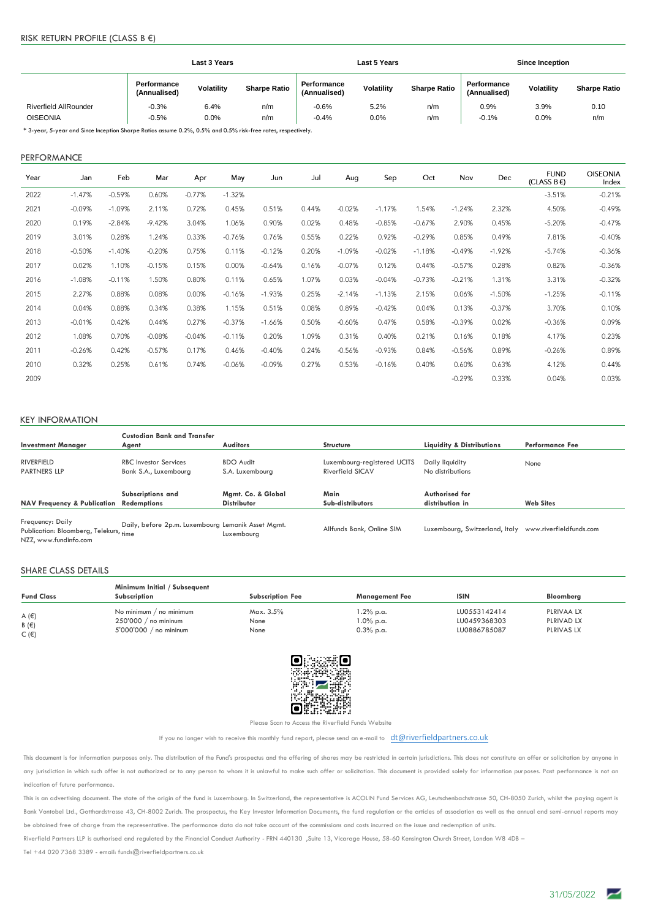## RISK RETURN PROFILE (CLASS B €)

| | Last 3 Years | | | Last 5 Years | | | Since Inception | | |
|---|---|---|---|---|---|---|---|---|---|
| | Performance (Annualised) | Volatility | Sharpe Ratio | Performance (Annualised) | Volatility | Sharpe Ratio | Performance (Annualised) | Volatility | Sharpe Ratio |
| Riverfield AllRounder | -0.3% | 6.4% | n/m | -0.6% | 5.2% | n/m | 0.9% | 3.9% | 0.10 |
| OISEONIA | -0.5% | 0.0% | n/m | -0.4% | 0.0% | n/m | -0.1% | 0.0% | n/m |

* 3-year, 5-year and Since Inception Sharpe Ratios assume 0.2%, 0.5% and 0.5% risk-free rates, respectively.

## PERFORMANCE

| Year | Jan | Feb | Mar | Apr | May | Jun | Jul | Aug | Sep | Oct | Nov | Dec | FUND (CLASS B €) | OISEONIA Index |
|---|---|---|---|---|---|---|---|---|---|---|---|---|---|---|
| 2022 | -1.47% | -0.59% | 0.60% | -0.77% | -1.32% | | | | | | | | -3.51% | -0.21% |
| 2021 | -0.09% | -1.09% | 2.11% | 0.72% | 0.45% | 0.51% | 0.44% | -0.02% | -1.17% | 1.54% | -1.24% | 2.32% | 4.50% | -0.49% |
| 2020 | 0.19% | -2.84% | -9.42% | 3.04% | 1.06% | 0.90% | 0.02% | 0.48% | -0.85% | -0.67% | 2.90% | 0.45% | -5.20% | -0.47% |
| 2019 | 3.01% | 0.28% | 1.24% | 0.33% | -0.76% | 0.76% | 0.55% | 0.22% | 0.92% | -0.29% | 0.85% | 0.49% | 7.81% | -0.40% |
| 2018 | -0.50% | -1.40% | -0.20% | 0.75% | 0.11% | -0.12% | 0.20% | -1.09% | -0.02% | -1.18% | -0.49% | -1.92% | -5.74% | -0.36% |
| 2017 | 0.02% | 1.10% | -0.15% | 0.15% | 0.00% | -0.64% | 0.16% | -0.07% | 0.12% | 0.44% | -0.57% | 0.28% | 0.82% | -0.36% |
| 2016 | -1.08% | -0.11% | 1.50% | 0.80% | 0.11% | 0.65% | 1.07% | 0.03% | -0.04% | -0.73% | -0.21% | 1.31% | 3.31% | -0.32% |
| 2015 | 2.27% | 0.88% | 0.08% | 0.00% | -0.16% | -1.93% | 0.25% | -2.14% | -1.13% | 2.15% | 0.06% | -1.50% | -1.25% | -0.11% |
| 2014 | 0.04% | 0.88% | 0.34% | 0.38% | 1.15% | 0.51% | 0.08% | 0.89% | -0.42% | 0.04% | 0.13% | -0.37% | 3.70% | 0.10% |
| 2013 | -0.01% | 0.42% | 0.44% | 0.27% | -0.37% | -1.66% | 0.50% | -0.60% | 0.47% | 0.58% | -0.39% | 0.02% | -0.36% | 0.09% |
| 2012 | 1.08% | 0.70% | -0.08% | -0.04% | -0.11% | 0.20% | 1.09% | 0.31% | 0.40% | 0.21% | 0.16% | 0.18% | 4.17% | 0.23% |
| 2011 | -0.26% | 0.42% | -0.57% | 0.17% | 0.46% | -0.40% | 0.24% | -0.56% | -0.93% | 0.84% | -0.56% | 0.89% | -0.26% | 0.89% |
| 2010 | 0.32% | 0.25% | 0.61% | 0.74% | -0.06% | -0.09% | 0.27% | 0.53% | -0.16% | 0.40% | 0.60% | 0.63% | 4.12% | 0.44% |
| 2009 | | | | | | | | | | | -0.29% | 0.33% | 0.04% | 0.03% |

## KEY INFORMATION

| Investment Manager | Custodian Bank and Transfer Agent | Auditors | Structure | Liquidity & Distributions | Performance Fee |
|---|---|---|---|---|---|
| RIVERFIELD PARTNERS LLP | RBC Investor Services Bank S.A., Luxembourg | BDO Audit S.A. Luxembourg | Luxembourg-registered UCITS Riverfield SICAV | Daily liquidity No distributions | None |
| **NAV Frequency & Publication** | **Subscriptions and Redemptions** | **Mgmt. Co. & Global Distributor** | **Main Sub-distributors** | **Authorised for distribution in** | **Web Sites** |
| Frequency: Daily Publication: Bloomberg, Telekurs, NZZ, www.fundinfo.com | Daily, before 2p.m. Luxembourg time | Lemanik Asset Mgmt. Luxembourg | Allfunds Bank, Online SIM | Luxembourg, Switzerland, Italy | www.riverfieldfunds.com |

## SHARE CLASS DETAILS

| Fund Class | Minimum Initial / Subsequent Subscription | Subscription Fee | Management Fee | ISIN | Bloomberg |
|---|---|---|---|---|---|
| A (€) | No minimum / no minimum | Max. 3.5% | 1.2% p.a. | LU0553142414 | PLRIVAA LX |
| B (€) | 250'000 / no mininum | None | 1.0% p.a. | LU0459368303 | PLRIVAD LX |
| C (€) | 5'000'000 / no mininum | None | 0.3% p.a. | LU0886785087 | PLRIVAS LX |

Please Scan to Access the Riverfield Funds Website

If you no longer wish to receive this monthly fund report, please send an e-mail to dt@riverfieldpartners.co.uk

This document is for information purposes only. The distribution of the Fund's prospectus and the offering of shares may be restricted in certain jurisdictions. This does not constitute an offer or solicitation by anyone in any jurisdiction in which such offer is not authorized or to any person to whom it is unlawful to make such offer or solicitation. This document is provided solely for information purposes. Past performance is not an indication of future performance.

This is an advertising document. The state of the origin of the fund is Luxembourg. In Switzerland, the representative is ACOLIN Fund Services AG, Leutschenbachstrasse 50, CH-8050 Zurich, whilst the paying agent is Bank Vontobel Ltd., Gotthardstrasse 43, CH-8002 Zurich. The prospectus, the Key Investor Information Documents, the fund regulation or the articles of association as well as the annual and semi-annual reports may be obtained free of charge from the representative. The performance data do not take account of the commissions and costs incurred on the issue and redemption of units.

Riverfield Partners LLP is authorised and regulated by the Financial Conduct Authority - FRN 440130 ,Suite 13, Vicarage House, 58-60 Kensington Church Street, London W8 4DB –

Tel +44 020 7368 3389 - email: funds@riverfieldpartners.co.uk

31/05/2022